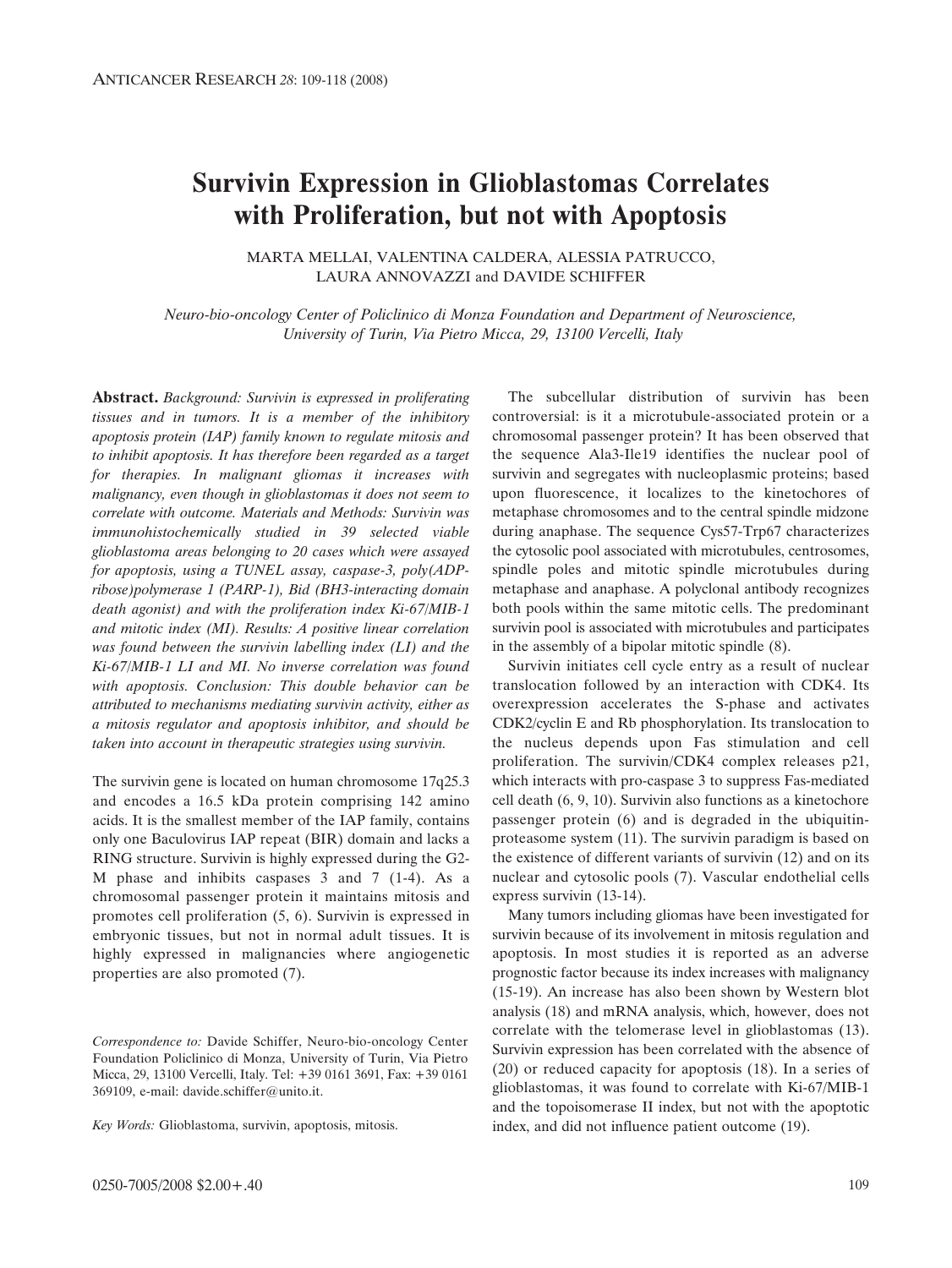# Survivin Expression in Glioblastomas Correlates with Proliferation, but not with Apoptosis

MARTA MELLAI, VALENTINA CALDERA, ALESSIA PATRUCCO, LAURA ANNOVAZZI and DAVIDE SCHIFFER

*Neuro-bio-oncology Center of Policlinico di Monza Foundation and Department of Neuroscience, University of Turin, Via Pietro Micca, 29, 13100 Vercelli, Italy*

**Abstract.** *Background: Survivin is expressed in proliferating tissues and in tumors. It is a member of the inhibitory apoptosis protein (IAP) family known to regulate mitosis and to inhibit apoptosis. It has therefore been regarded as a target for therapies. In malignant gliomas it increases with malignancy, even though in glioblastomas it does not seem to correlate with outcome. Materials and Methods: Survivin was immunohistochemically studied in 39 selected viable glioblastoma areas belonging to 20 cases which were assayed for apoptosis, using a TUNEL assay, caspase-3, poly(ADP-ribose)polymerase 1 (PARP-1), Bid (BH3-interacting domain death agonist) and with the proliferation index Ki-67/MIB-1 and mitotic index (MI). Results: A positive linear correlation was found between the survivin labelling index (LI) and the Ki-67/MIB-1 LI and MI. No inverse correlation was found with apoptosis. Conclusion: This double behavior can be attributed to mechanisms mediating survivin activity, either as a mitosis regulator and apoptosis inhibitor, and should be taken into account in therapeutic strategies using survivin.*

The survivin gene is located on human chromosome 17q25.3 and encodes a 16.5 kDa protein comprising 142 amino acids. It is the smallest member of the IAP family, contains only one Baculovirus IAP repeat (BIR) domain and lacks a RING structure. Survivin is highly expressed during the G2-M phase and inhibits caspases 3 and 7 (1-4). As a chromosomal passenger protein it maintains mitosis and promotes cell proliferation (5, 6). Survivin is expressed in embryonic tissues, but not in normal adult tissues. It is highly expressed in malignancies where angiogenetic properties are also promoted (7).

*Correspondence to:* Davide Schiffer, Neuro-bio-oncology Center Foundation Policlinico di Monza, University of Turin, Via Pietro Micca, 29, 13100 Vercelli, Italy. Tel: +39 0161 3691, Fax: +39 0161 369109, e-mail: davide.schiffer@unito.it.

*Key Words:* Glioblastoma, survivin, apoptosis, mitosis.

The subcellular distribution of survivin has been controversial: is it a microtubule-associated protein or a chromosomal passenger protein? It has been observed that the sequence Ala3-Ile19 identifies the nuclear pool of survivin and segregates with nucleoplasmic proteins; based upon fluorescence, it localizes to the kinetochores of metaphase chromosomes and to the central spindle midzone during anaphase. The sequence Cys57-Trp67 characterizes the cytosolic pool associated with microtubules, centrosomes, spindle poles and mitotic spindle microtubules during metaphase and anaphase. A polyclonal antibody recognizes both pools within the same mitotic cells. The predominant survivin pool is associated with microtubules and participates in the assembly of a bipolar mitotic spindle (8).

Survivin initiates cell cycle entry as a result of nuclear translocation followed by an interaction with CDK4. Its overexpression accelerates the S-phase and activates CDK2/cyclin E and Rb phosphorylation. Its translocation to the nucleus depends upon Fas stimulation and cell proliferation. The survivin/CDK4 complex releases p21, which interacts with pro-caspase 3 to suppress Fas-mediated cell death (6, 9, 10). Survivin also functions as a kinetochore passenger protein (6) and is degraded in the ubiquitin-proteasome system (11). The survivin paradigm is based on the existence of different variants of survivin (12) and on its nuclear and cytosolic pools (7). Vascular endothelial cells express survivin (13-14).

Many tumors including gliomas have been investigated for survivin because of its involvement in mitosis regulation and apoptosis. In most studies it is reported as an adverse prognostic factor because its index increases with malignancy (15-19). An increase has also been shown by Western blot analysis (18) and mRNA analysis, which, however, does not correlate with the telomerase level in glioblastomas (13). Survivin expression has been correlated with the absence of (20) or reduced capacity for apoptosis (18). In a series of glioblastomas, it was found to correlate with Ki-67/MIB-1 and the topoisomerase II index, but not with the apoptotic index, and did not influence patient outcome (19).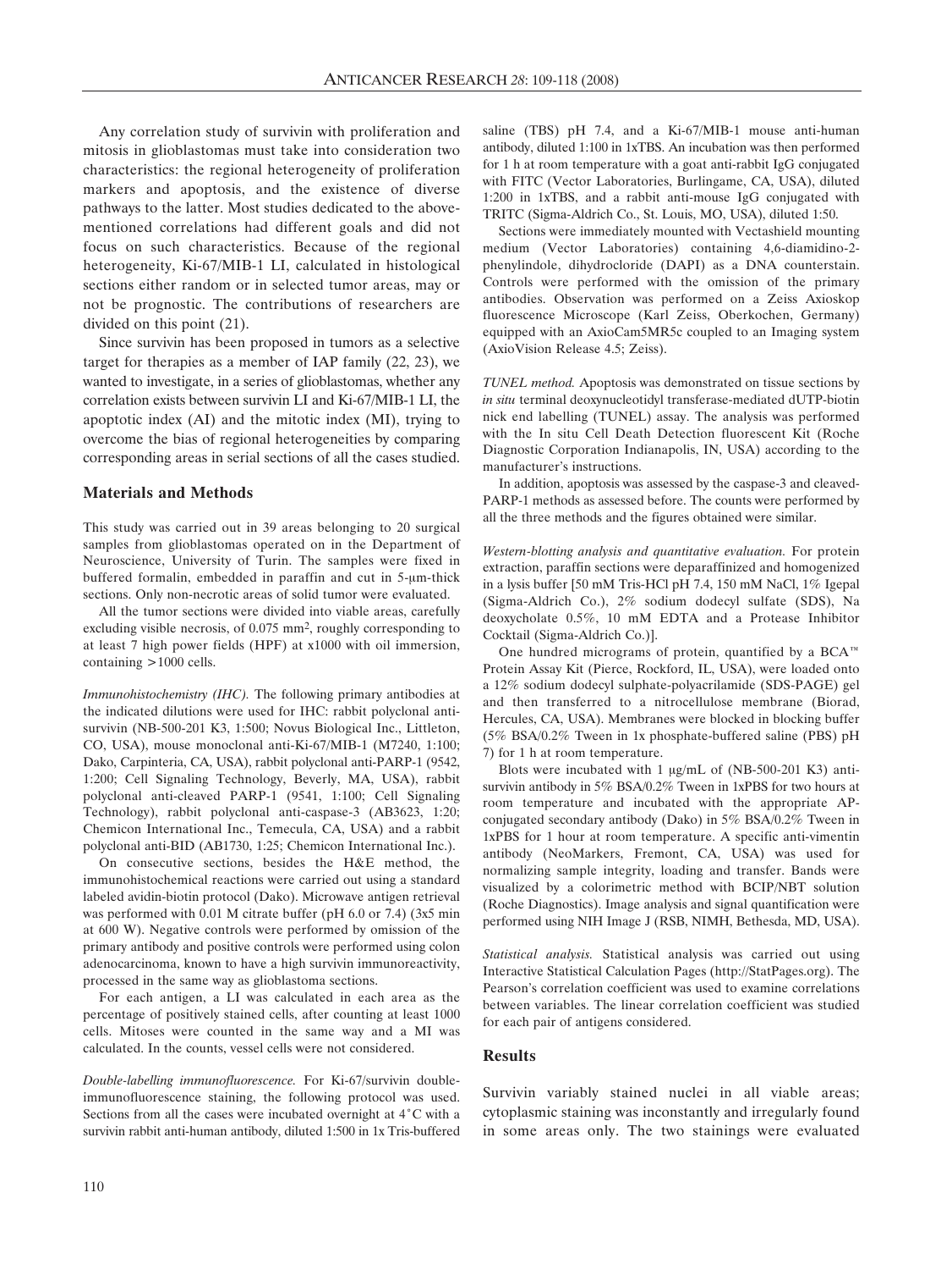Any correlation study of survivin with proliferation and mitosis in glioblastomas must take into consideration two characteristics: the regional heterogeneity of proliferation markers and apoptosis, and the existence of diverse pathways to the latter. Most studies dedicated to the above-mentioned correlations had different goals and did not focus on such characteristics. Because of the regional heterogeneity, Ki-67/MIB-1 LI, calculated in histological sections either random or in selected tumor areas, may or not be prognostic. The contributions of researchers are divided on this point (21).

Since survivin has been proposed in tumors as a selective target for therapies as a member of IAP family (22, 23), we wanted to investigate, in a series of glioblastomas, whether any correlation exists between survivin LI and Ki-67/MIB-1 LI, the apoptotic index (AI) and the mitotic index (MI), trying to overcome the bias of regional heterogeneities by comparing corresponding areas in serial sections of all the cases studied.

## Materials and Methods

This study was carried out in 39 areas belonging to 20 surgical samples from glioblastomas operated on in the Department of Neuroscience, University of Turin. The samples were fixed in buffered formalin, embedded in paraffin and cut in 5-μm-thick sections. Only non-necrotic areas of solid tumor were evaluated.

All the tumor sections were divided into viable areas, carefully excluding visible necrosis, of 0.075 $mm^2$, roughly corresponding to at least 7 high power fields (HPF) at x1000 with oil immersion, containing >1000 cells.

*Immunohistochemistry (IHC).* The following primary antibodies at the indicated dilutions were used for IHC: rabbit polyclonal anti-survivin (NB-500-201 K3, 1:500; Novus Biological Inc., Littleton, CO, USA), mouse monoclonal anti-Ki-67/MIB-1 (M7240, 1:100; Dako, Carpinteria, CA, USA), rabbit polyclonal anti-PARP-1 (9542, 1:200; Cell Signaling Technology, Beverly, MA, USA), rabbit polyclonal anti-cleaved PARP-1 (9541, 1:100; Cell Signaling Technology), rabbit polyclonal anti-caspase-3 (AB3623, 1:20; Chemicon International Inc., Temecula, CA, USA) and a rabbit polyclonal anti-BID (AB1730, 1:25; Chemicon International Inc.).

On consecutive sections, besides the H&E method, the immunohistochemical reactions were carried out using a standard labeled avidin-biotin protocol (Dako). Microwave antigen retrieval was performed with 0.01 M citrate buffer (pH 6.0 or 7.4) (3x5 min at 600 W). Negative controls were performed by omission of the primary antibody and positive controls were performed using colon adenocarcinoma, known to have a high survivin immunoreactivity, processed in the same way as glioblastoma sections.

For each antigen, a LI was calculated in each area as the percentage of positively stained cells, after counting at least 1000 cells. Mitoses were counted in the same way and a MI was calculated. In the counts, vessel cells were not considered.

*Double-labelling immunofluorescence.* For Ki-67/survivin double-immunofluorescence staining, the following protocol was used. Sections from all the cases were incubated overnight at 4˚C with a survivin rabbit anti-human antibody, diluted 1:500 in 1x Tris-buffered saline (TBS) pH 7.4, and a Ki-67/MIB-1 mouse anti-human antibody, diluted 1:100 in 1xTBS. An incubation was then performed for 1 h at room temperature with a goat anti-rabbit IgG conjugated with FITC (Vector Laboratories, Burlingame, CA, USA), diluted 1:200 in 1xTBS, and a rabbit anti-mouse IgG conjugated with TRITC (Sigma-Aldrich Co., St. Louis, MO, USA), diluted 1:50.

Sections were immediately mounted with Vectashield mounting medium (Vector Laboratories) containing 4,6-diamidino-2-phenylindole, dihydrocloride (DAPI) as a DNA counterstain. Controls were performed with the omission of the primary antibodies. Observation was performed on a Zeiss Axioskop fluorescence Microscope (Karl Zeiss, Oberkochen, Germany) equipped with an AxioCam5MR5c coupled to an Imaging system (AxioVision Release 4.5; Zeiss).

*TUNEL method.* Apoptosis was demonstrated on tissue sections by *in situ* terminal deoxynucleotidyl transferase-mediated dUTP-biotin nick end labelling (TUNEL) assay. The analysis was performed with the In situ Cell Death Detection fluorescent Kit (Roche Diagnostic Corporation Indianapolis, IN, USA) according to the manufacturer's instructions.

In addition, apoptosis was assessed by the caspase-3 and cleaved-PARP-1 methods as assessed before. The counts were performed by all the three methods and the figures obtained were similar.

*Western-blotting analysis and quantitative evaluation.* For protein extraction, paraffin sections were deparaffinized and homogenized in a lysis buffer [50 mM Tris-HCl pH 7.4, 150 mM NaCl, 1% Igepal (Sigma-Aldrich Co.), 2% sodium dodecyl sulfate (SDS), Na deoxycholate 0.5%, 10 mM EDTA and a Protease Inhibitor Cocktail (Sigma-Aldrich Co.)].

One hundred micrograms of protein, quantified by a BCA™ Protein Assay Kit (Pierce, Rockford, IL, USA), were loaded onto a 12% sodium dodecyl sulphate-polyacrilamide (SDS-PAGE) gel and then transferred to a nitrocellulose membrane (Biorad, Hercules, CA, USA). Membranes were blocked in blocking buffer (5% BSA/0.2% Tween in 1x phosphate-buffered saline (PBS) pH 7) for 1 h at room temperature.

Blots were incubated with 1 μg/mL of (NB-500-201 K3) anti-survivin antibody in 5% BSA/0.2% Tween in 1xPBS for two hours at room temperature and incubated with the appropriate AP-conjugated secondary antibody (Dako) in 5% BSA/0.2% Tween in 1xPBS for 1 hour at room temperature. A specific anti-vimentin antibody (NeoMarkers, Fremont, CA, USA) was used for normalizing sample integrity, loading and transfer. Bands were visualized by a colorimetric method with BCIP/NBT solution (Roche Diagnostics). Image analysis and signal quantification were performed using NIH Image J (RSB, NIMH, Bethesda, MD, USA).

*Statistical analysis.* Statistical analysis was carried out using Interactive Statistical Calculation Pages (http://StatPages.org). The Pearson's correlation coefficient was used to examine correlations between variables. The linear correlation coefficient was studied for each pair of antigens considered.

## Results

Survivin variably stained nuclei in all viable areas; cytoplasmic staining was inconstantly and irregularly found in some areas only. The two stainings were evaluated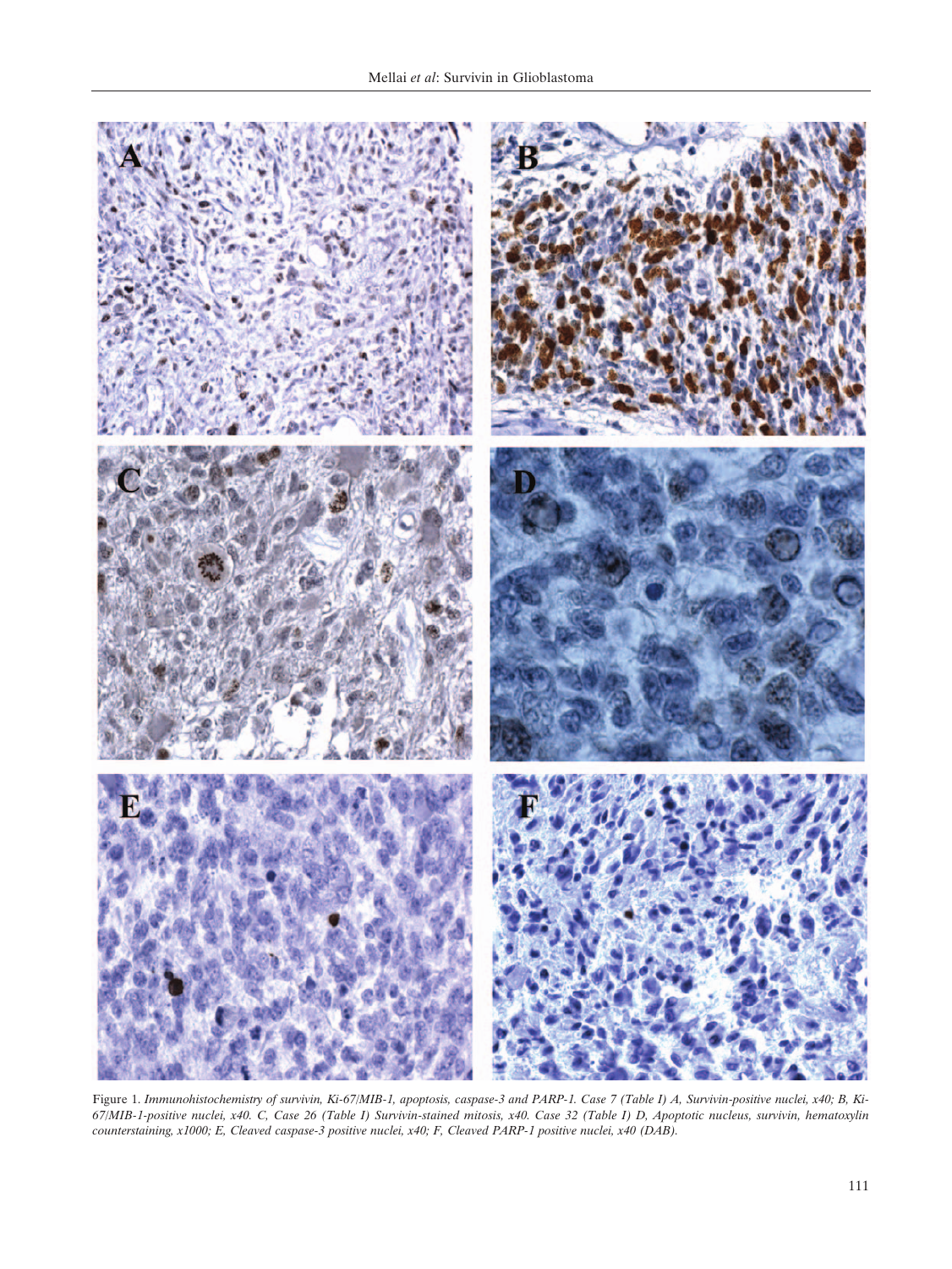Figure 1. *Immunohistochemistry of survivin, Ki-67/MIB-1, apoptosis, caspase-3 and PARP-1. Case 7 (Table I) A, Survivin-positive nuclei, x40; B, Ki-67/MIB-1-positive nuclei, x40. C, Case 26 (Table I) Survivin-stained mitosis, x40. Case 32 (Table I) D, Apoptotic nucleus, survivin, hematoxylin counterstaining, x1000; E, Cleaved caspase-3 positive nuclei, x40; F, Cleaved PARP-1 positive nuclei, x40 (DAB).*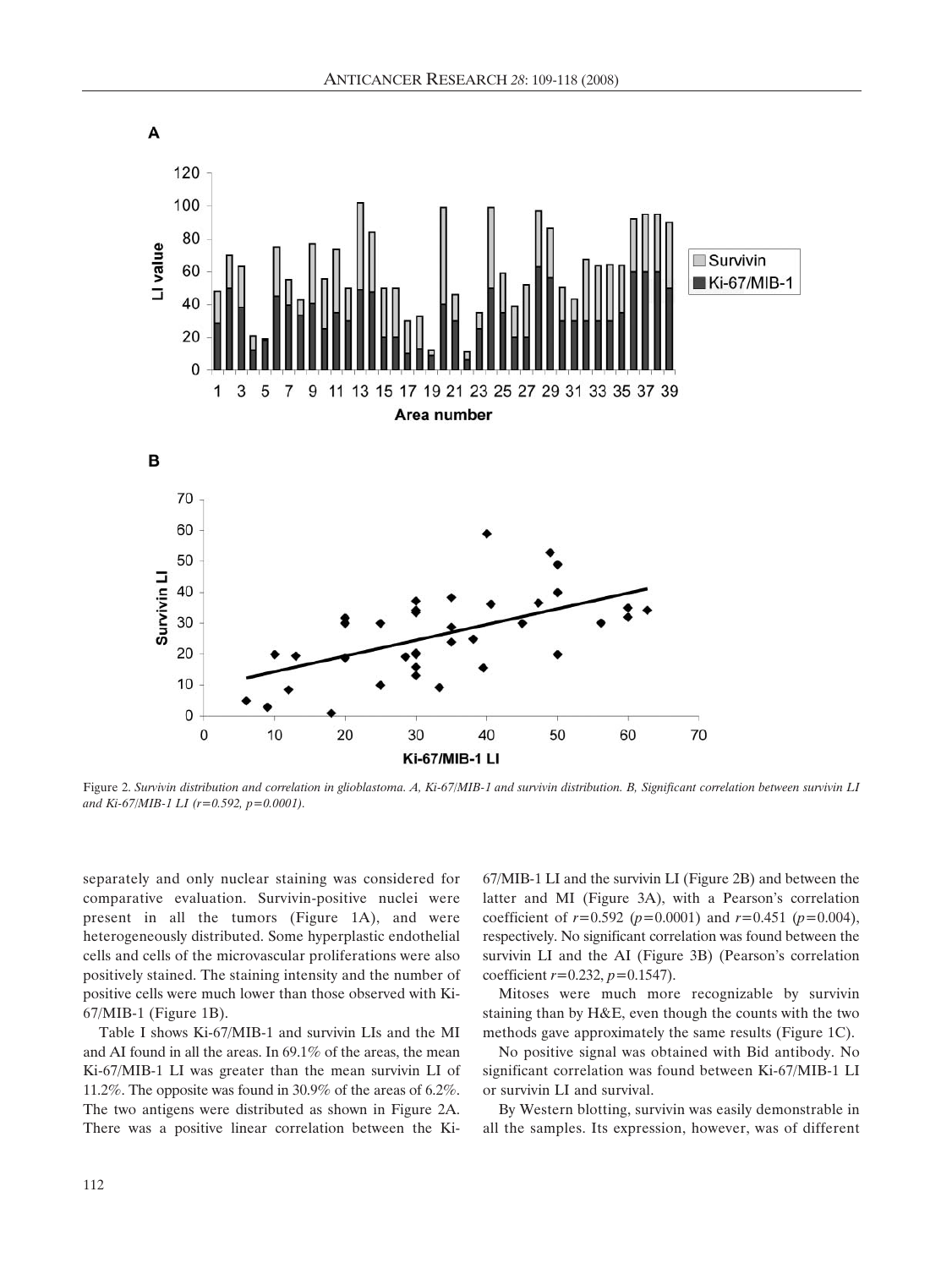Figure 2. *Survivin distribution and correlation in glioblastoma. A, Ki-67/MIB-1 and survivin distribution. B, Significant correlation between survivin LI and Ki-67/MIB-1 LI ($r$=0.592, $p$=0.0001).*

separately and only nuclear staining was considered for comparative evaluation. Survivin-positive nuclei were present in all the tumors (Figure 1A), and were heterogeneously distributed. Some hyperplastic endothelial cells and cells of the microvascular proliferations were also positively stained. The staining intensity and the number of positive cells were much lower than those observed with Ki-67/MIB-1 (Figure 1B).

Table I shows Ki-67/MIB-1 and survivin LIs and the MI and AI found in all the areas. In 69.1% of the areas, the mean Ki-67/MIB-1 LI was greater than the mean survivin LI of 11.2%. The opposite was found in 30.9% of the areas of 6.2%. The two antigens were distributed as shown in Figure 2A. There was a positive linear correlation between the Ki-67/MIB-1 LI and the survivin LI (Figure 2B) and between the latter and MI (Figure 3A), with a Pearson's correlation coefficient of $r$=0.592 ($p$=0.0001) and $r$=0.451 ($p$=0.004), respectively. No significant correlation was found between the survivin LI and the AI (Figure 3B) (Pearson's correlation coefficient $r$=0.232, $p$=0.1547).

Mitoses were much more recognizable by survivin staining than by H&E, even though the counts with the two methods gave approximately the same results (Figure 1C).

No positive signal was obtained with Bid antibody. No significant correlation was found between Ki-67/MIB-1 LI or survivin LI and survival.

By Western blotting, survivin was easily demonstrable in all the samples. Its expression, however, was of different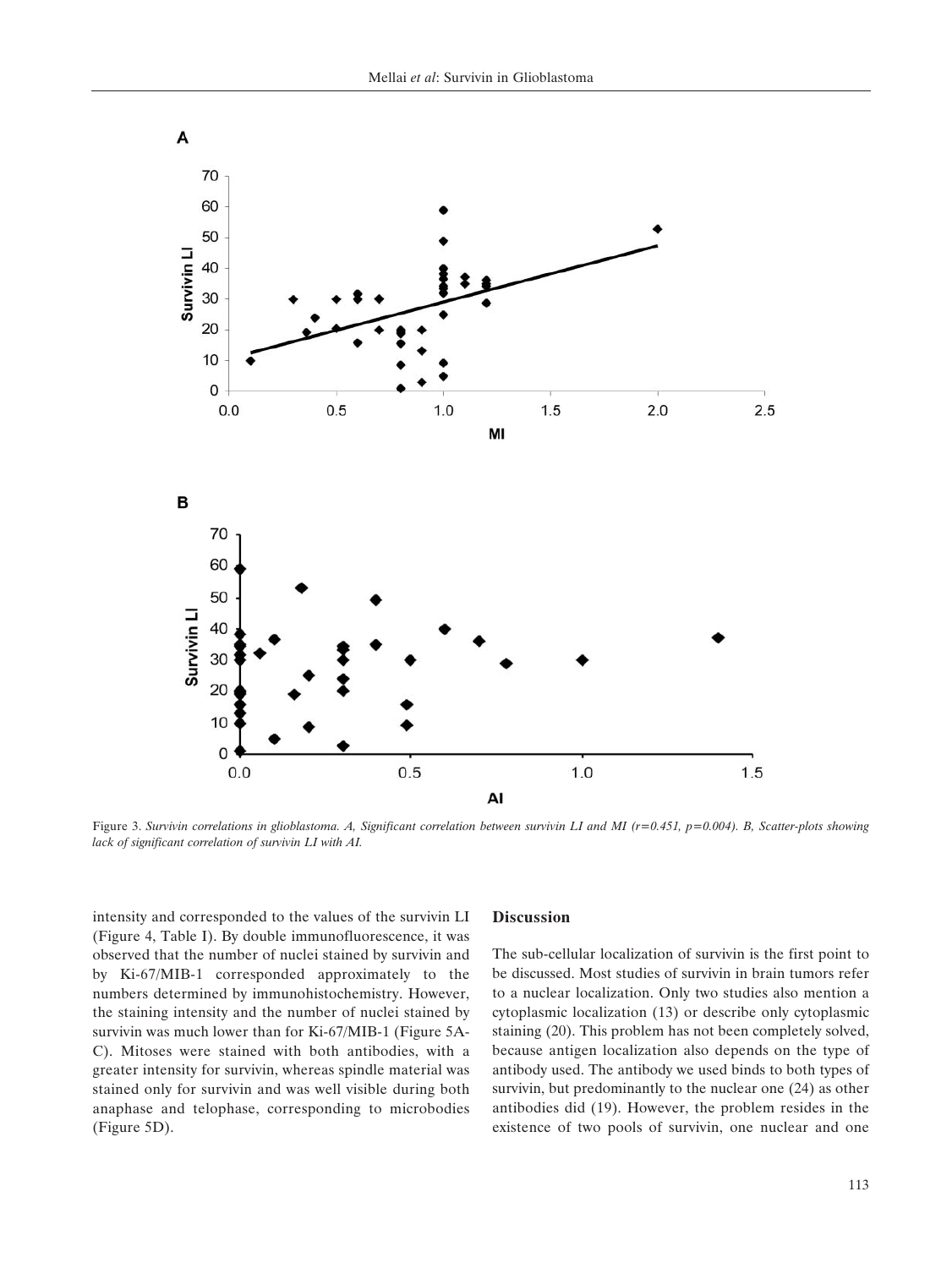Figure 3. *Survivin correlations in glioblastoma. A, Significant correlation between survivin LI and MI (r=0.451, p=0.004). B, Scatter-plots showing lack of significant correlation of survivin LI with AI.*

intensity and corresponded to the values of the survivin LI (Figure 4, Table I). By double immunofluorescence, it was observed that the number of nuclei stained by survivin and by Ki-67/MIB-1 corresponded approximately to the numbers determined by immunohistochemistry. However, the staining intensity and the number of nuclei stained by survivin was much lower than for Ki-67/MIB-1 (Figure 5A-C). Mitoses were stained with both antibodies, with a greater intensity for survivin, whereas spindle material was stained only for survivin and was well visible during both anaphase and telophase, corresponding to microbodies (Figure 5D).

## Discussion

The sub-cellular localization of survivin is the first point to be discussed. Most studies of survivin in brain tumors refer to a nuclear localization. Only two studies also mention a cytoplasmic localization (13) or describe only cytoplasmic staining (20). This problem has not been completely solved, because antigen localization also depends on the type of antibody used. The antibody we used binds to both types of survivin, but predominantly to the nuclear one (24) as other antibodies did (19). However, the problem resides in the existence of two pools of survivin, one nuclear and one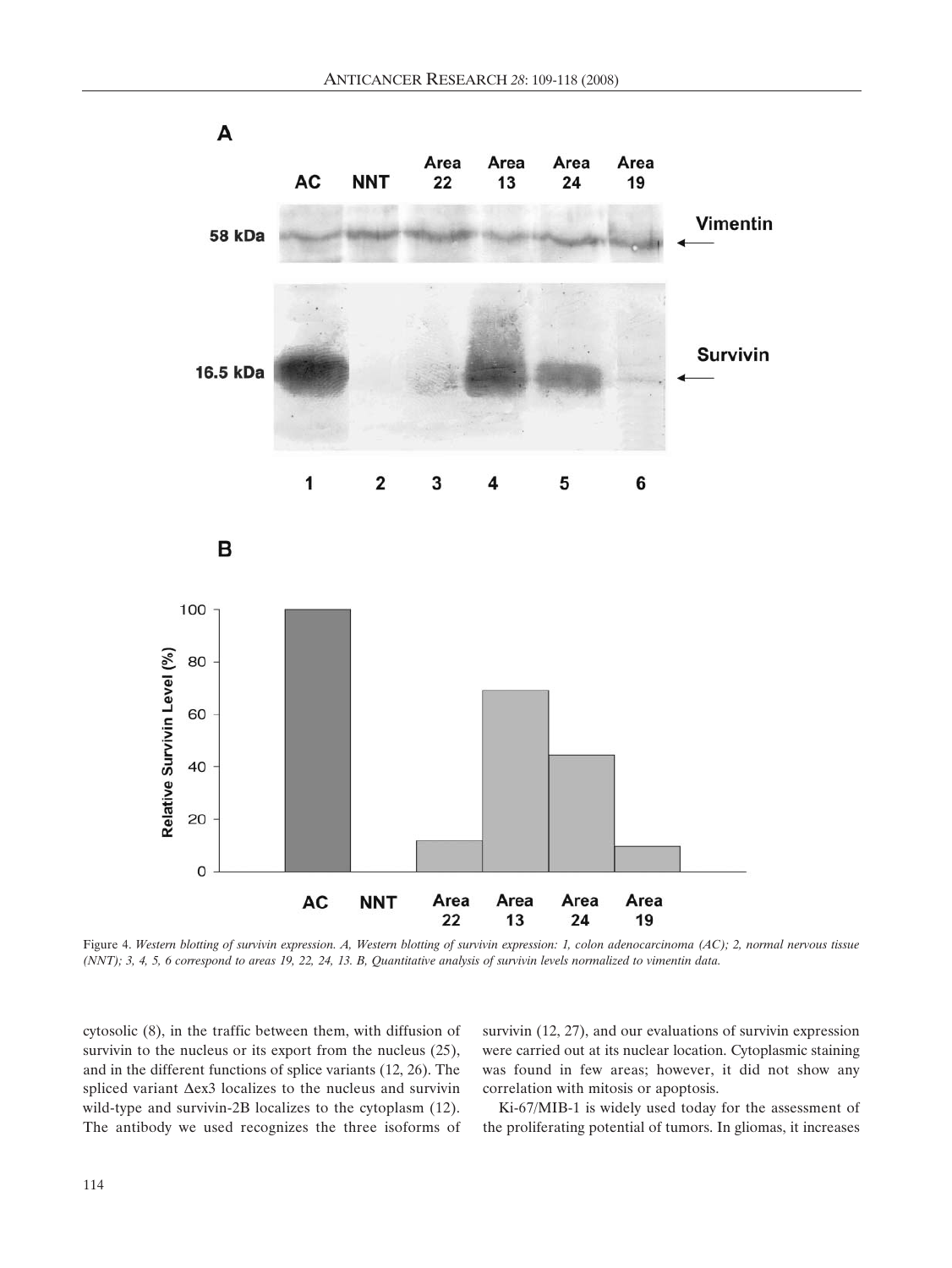Figure 4. *Western blotting of survivin expression. A, Western blotting of survivin expression: 1, colon adenocarcinoma (AC); 2, normal nervous tissue (NNT); 3, 4, 5, 6 correspond to areas 19, 22, 24, 13. B, Quantitative analysis of survivin levels normalized to vimentin data.*

cytosolic (8), in the traffic between them, with diffusion of survivin to the nucleus or its export from the nucleus (25), and in the different functions of splice variants (12, 26). The spliced variant Δex3 localizes to the nucleus and survivin wild-type and survivin-2B localizes to the cytoplasm (12). The antibody we used recognizes the three isoforms of survivin (12, 27), and our evaluations of survivin expression were carried out at its nuclear location. Cytoplasmic staining was found in few areas; however, it did not show any correlation with mitosis or apoptosis.

Ki-67/MIB-1 is widely used today for the assessment of the proliferating potential of tumors. In gliomas, it increases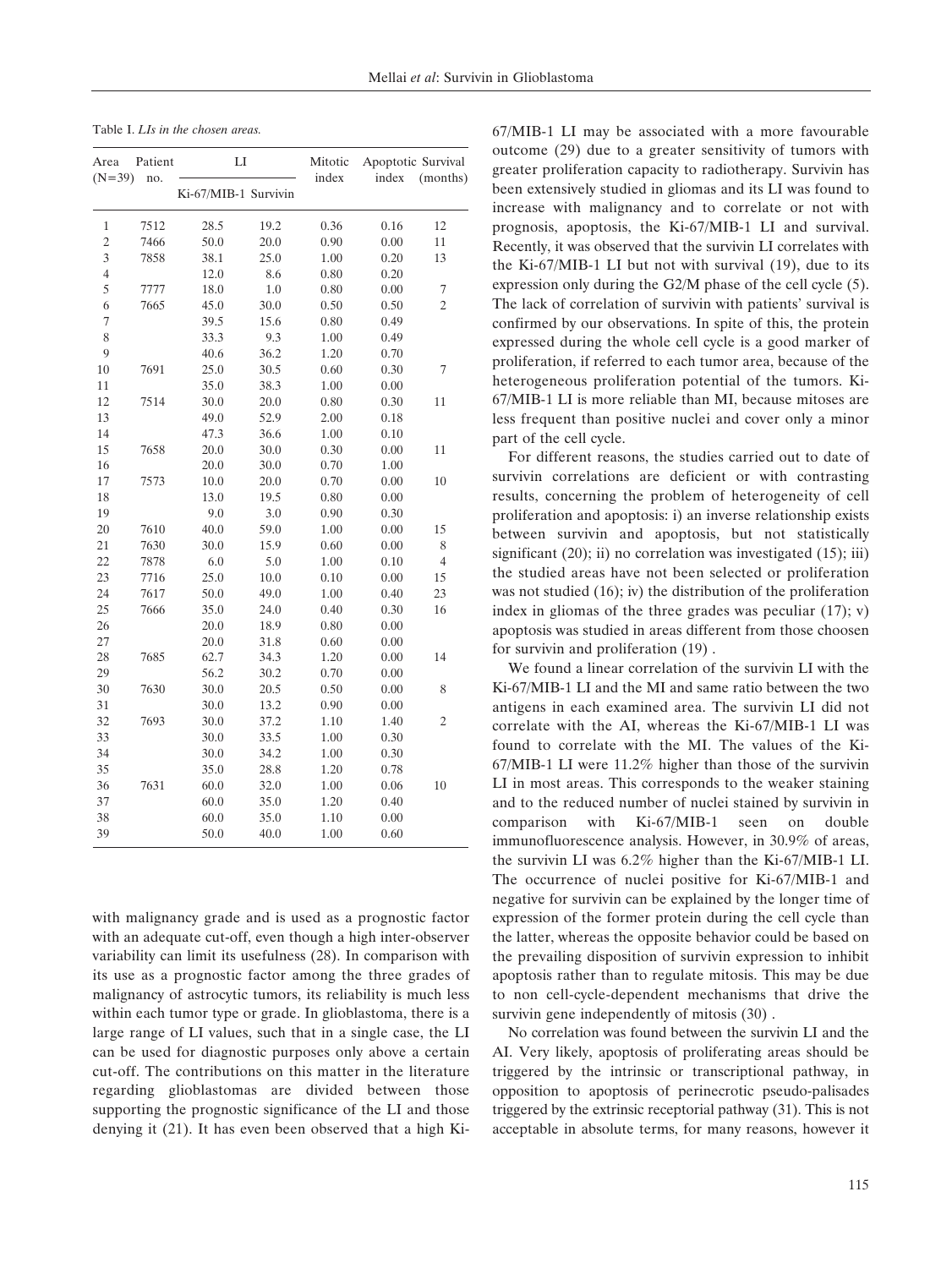Table I. *LIs in the chosen areas.*

| Area (N=39) | Patient no. | LI | | Mitotic index | Apoptotic index | Survival (months) |
|---|---|---|---|---|---|---|
| | | Ki-67/MIB-1 | Survivin | | | |
| 1 | 7512 | 28.5 | 19.2 | 0.36 | 0.16 | 12 |
| 2 | 7466 | 50.0 | 20.0 | 0.90 | 0.00 | 11 |
| 3 | 7858 | 38.1 | 25.0 | 1.00 | 0.20 | 13 |
| 4 | | 12.0 | 8.6 | 0.80 | 0.20 | |
| 5 | 7777 | 18.0 | 1.0 | 0.80 | 0.00 | 7 |
| 6 | 7665 | 45.0 | 30.0 | 0.50 | 0.50 | 2 |
| 7 | | 39.5 | 15.6 | 0.80 | 0.49 | |
| 8 | | 33.3 | 9.3 | 1.00 | 0.49 | |
| 9 | | 40.6 | 36.2 | 1.20 | 0.70 | |
| 10 | 7691 | 25.0 | 30.5 | 0.60 | 0.30 | 7 |
| 11 | | 35.0 | 38.3 | 1.00 | 0.00 | |
| 12 | 7514 | 30.0 | 20.0 | 0.80 | 0.30 | 11 |
| 13 | | 49.0 | 52.9 | 2.00 | 0.18 | |
| 14 | | 47.3 | 36.6 | 1.00 | 0.10 | |
| 15 | 7658 | 20.0 | 30.0 | 0.30 | 0.00 | 11 |
| 16 | | 20.0 | 30.0 | 0.70 | 1.00 | |
| 17 | 7573 | 10.0 | 20.0 | 0.70 | 0.00 | 10 |
| 18 | | 13.0 | 19.5 | 0.80 | 0.00 | |
| 19 | | 9.0 | 3.0 | 0.90 | 0.30 | |
| 20 | 7610 | 40.0 | 59.0 | 1.00 | 0.00 | 15 |
| 21 | 7630 | 30.0 | 15.9 | 0.60 | 0.00 | 8 |
| 22 | 7878 | 6.0 | 5.0 | 1.00 | 0.10 | 4 |
| 23 | 7716 | 25.0 | 10.0 | 0.10 | 0.00 | 15 |
| 24 | 7617 | 50.0 | 49.0 | 1.00 | 0.40 | 23 |
| 25 | 7666 | 35.0 | 24.0 | 0.40 | 0.30 | 16 |
| 26 | | 20.0 | 18.9 | 0.80 | 0.00 | |
| 27 | | 20.0 | 31.8 | 0.60 | 0.00 | |
| 28 | 7685 | 62.7 | 34.3 | 1.20 | 0.00 | 14 |
| 29 | | 56.2 | 30.2 | 0.70 | 0.00 | |
| 30 | 7630 | 30.0 | 20.5 | 0.50 | 0.00 | 8 |
| 31 | | 30.0 | 13.2 | 0.90 | 0.00 | |
| 32 | 7693 | 30.0 | 37.2 | 1.10 | 1.40 | 2 |
| 33 | | 30.0 | 33.5 | 1.00 | 0.30 | |
| 34 | | 30.0 | 34.2 | 1.00 | 0.30 | |
| 35 | | 35.0 | 28.8 | 1.20 | 0.78 | |
| 36 | 7631 | 60.0 | 32.0 | 1.00 | 0.06 | 10 |
| 37 | | 60.0 | 35.0 | 1.20 | 0.40 | |
| 38 | | 60.0 | 35.0 | 1.10 | 0.00 | |
| 39 | | 50.0 | 40.0 | 1.00 | 0.60 | |

with malignancy grade and is used as a prognostic factor with an adequate cut-off, even though a high inter-observer variability can limit its usefulness (28). In comparison with its use as a prognostic factor among the three grades of malignancy of astrocytic tumors, its reliability is much less within each tumor type or grade. In glioblastoma, there is a large range of LI values, such that in a single case, the LI can be used for diagnostic purposes only above a certain cut-off. The contributions on this matter in the literature regarding glioblastomas are divided between those supporting the prognostic significance of the LI and those denying it (21). It has even been observed that a high Ki-67/MIB-1 LI may be associated with a more favourable outcome (29) due to a greater sensitivity of tumors with greater proliferation capacity to radiotherapy. Survivin has been extensively studied in gliomas and its LI was found to increase with malignancy and to correlate or not with prognosis, apoptosis, the Ki-67/MIB-1 LI and survival. Recently, it was observed that the survivin LI correlates with the Ki-67/MIB-1 LI but not with survival (19), due to its expression only during the G2/M phase of the cell cycle (5). The lack of correlation of survivin with patients' survival is confirmed by our observations. In spite of this, the protein expressed during the whole cell cycle is a good marker of proliferation, if referred to each tumor area, because of the heterogeneous proliferation potential of the tumors. Ki-67/MIB-1 LI is more reliable than MI, because mitoses are less frequent than positive nuclei and cover only a minor part of the cell cycle.

For different reasons, the studies carried out to date of survivin correlations are deficient or with contrasting results, concerning the problem of heterogeneity of cell proliferation and apoptosis: i) an inverse relationship exists between survivin and apoptosis, but not statistically significant (20); ii) no correlation was investigated (15); iii) the studied areas have not been selected or proliferation was not studied (16); iv) the distribution of the proliferation index in gliomas of the three grades was peculiar (17); v) apoptosis was studied in areas different from those choosen for survivin and proliferation (19) .

We found a linear correlation of the survivin LI with the Ki-67/MIB-1 LI and the MI and same ratio between the two antigens in each examined area. The survivin LI did not correlate with the AI, whereas the Ki-67/MIB-1 LI was found to correlate with the MI. The values of the Ki-67/MIB-1 LI were 11.2% higher than those of the survivin LI in most areas. This corresponds to the weaker staining and to the reduced number of nuclei stained by survivin in comparison with Ki-67/MIB-1 seen on double immunofluorescence analysis. However, in 30.9% of areas, the survivin LI was 6.2% higher than the Ki-67/MIB-1 LI. The occurrence of nuclei positive for Ki-67/MIB-1 and negative for survivin can be explained by the longer time of expression of the former protein during the cell cycle than the latter, whereas the opposite behavior could be based on the prevailing disposition of survivin expression to inhibit apoptosis rather than to regulate mitosis. This may be due to non cell-cycle-dependent mechanisms that drive the survivin gene independently of mitosis (30) .

No correlation was found between the survivin LI and the AI. Very likely, apoptosis of proliferating areas should be triggered by the intrinsic or transcriptional pathway, in opposition to apoptosis of perinecrotic pseudo-palisades triggered by the extrinsic receptorial pathway (31). This is not acceptable in absolute terms, for many reasons, however it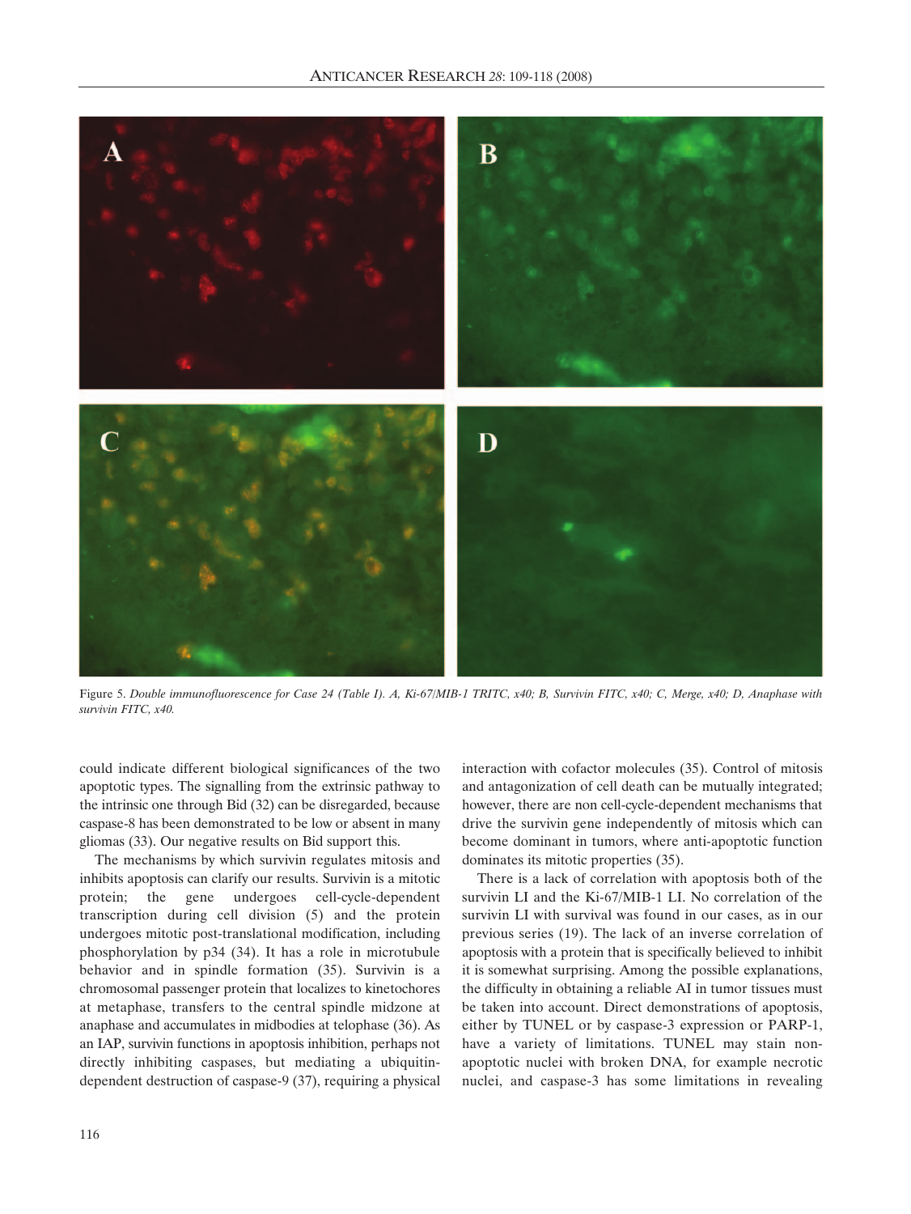Figure 5. *Double immunofluorescence for Case 24 (Table I). A, Ki-67/MIB-1 TRITC, x40; B, Survivin FITC, x40; C, Merge, x40; D, Anaphase with survivin FITC, x40.*

could indicate different biological significances of the two apoptotic types. The signalling from the extrinsic pathway to the intrinsic one through Bid (32) can be disregarded, because caspase-8 has been demonstrated to be low or absent in many gliomas (33). Our negative results on Bid support this.

The mechanisms by which survivin regulates mitosis and inhibits apoptosis can clarify our results. Survivin is a mitotic protein; the gene undergoes cell-cycle-dependent transcription during cell division (5) and the protein undergoes mitotic post-translational modification, including phosphorylation by p34 (34). It has a role in microtubule behavior and in spindle formation (35). Survivin is a chromosomal passenger protein that localizes to kinetochores at metaphase, transfers to the central spindle midzone at anaphase and accumulates in midbodies at telophase (36). As an IAP, survivin functions in apoptosis inhibition, perhaps not directly inhibiting caspases, but mediating a ubiquitin-dependent destruction of caspase-9 (37), requiring a physical interaction with cofactor molecules (35). Control of mitosis and antagonization of cell death can be mutually integrated; however, there are non cell-cycle-dependent mechanisms that drive the survivin gene independently of mitosis which can become dominant in tumors, where anti-apoptotic function dominates its mitotic properties (35).

There is a lack of correlation with apoptosis both of the survivin LI and the Ki-67/MIB-1 LI. No correlation of the survivin LI with survival was found in our cases, as in our previous series (19). The lack of an inverse correlation of apoptosis with a protein that is specifically believed to inhibit it is somewhat surprising. Among the possible explanations, the difficulty in obtaining a reliable AI in tumor tissues must be taken into account. Direct demonstrations of apoptosis, either by TUNEL or by caspase-3 expression or PARP-1, have a variety of limitations. TUNEL may stain non-apoptotic nuclei with broken DNA, for example necrotic nuclei, and caspase-3 has some limitations in revealing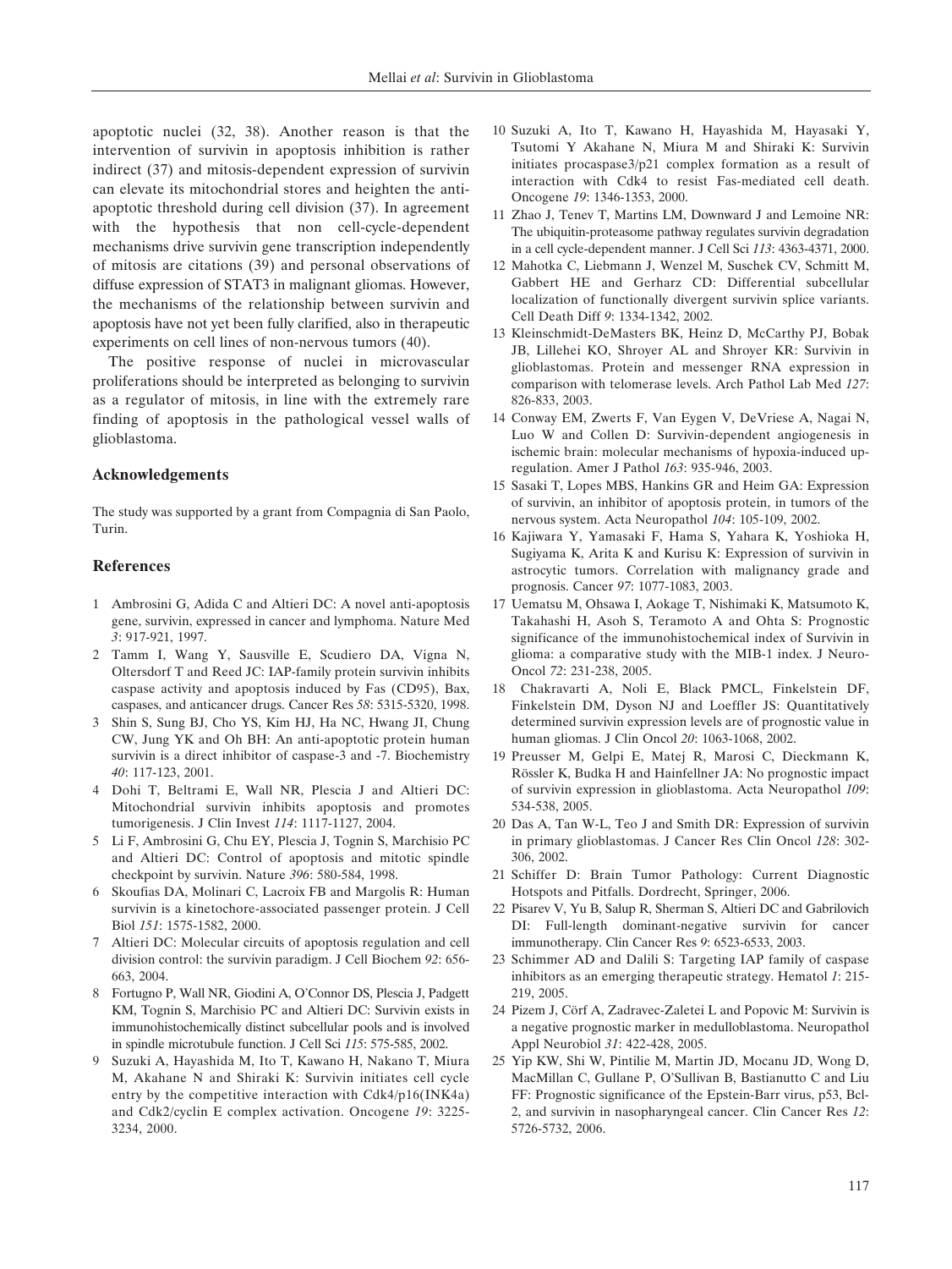apoptotic nuclei (32, 38). Another reason is that the intervention of survivin in apoptosis inhibition is rather indirect (37) and mitosis-dependent expression of survivin can elevate its mitochondrial stores and heighten the anti-apoptotic threshold during cell division (37). In agreement with the hypothesis that non cell-cycle-dependent mechanisms drive survivin gene transcription independently of mitosis are citations (39) and personal observations of diffuse expression of STAT3 in malignant gliomas. However, the mechanisms of the relationship between survivin and apoptosis have not yet been fully clarified, also in therapeutic experiments on cell lines of non-nervous tumors (40).

The positive response of nuclei in microvascular proliferations should be interpreted as belonging to survivin as a regulator of mitosis, in line with the extremely rare finding of apoptosis in the pathological vessel walls of glioblastoma.

## Acknowledgements

The study was supported by a grant from Compagnia di San Paolo, Turin.

## References

1 Ambrosini G, Adida C and Altieri DC: A novel anti-apoptosis gene, survivin, expressed in cancer and lymphoma. Nature Med *3*: 917-921, 1997.

2 Tamm I, Wang Y, Sausville E, Scudiero DA, Vigna N, Oltersdorf T and Reed JC: IAP-family protein survivin inhibits caspase activity and apoptosis induced by Fas (CD95), Bax, caspases, and anticancer drugs. Cancer Res *58*: 5315-5320, 1998.

3 Shin S, Sung BJ, Cho YS, Kim HJ, Ha NC, Hwang JI, Chung CW, Jung YK and Oh BH: An anti-apoptotic protein human survivin is a direct inhibitor of caspase-3 and -7. Biochemistry *40*: 117-123, 2001.

4 Dohi T, Beltrami E, Wall NR, Plescia J and Altieri DC: Mitochondrial survivin inhibits apoptosis and promotes tumorigenesis. J Clin Invest *114*: 1117-1127, 2004.

5 Li F, Ambrosini G, Chu EY, Plescia J, Tognin S, Marchisio PC and Altieri DC: Control of apoptosis and mitotic spindle checkpoint by survivin. Nature *396*: 580-584, 1998.

6 Skoufias DA, Molinari C, Lacroix FB and Margolis R: Human survivin is a kinetochore-associated passenger protein. J Cell Biol *151*: 1575-1582, 2000.

7 Altieri DC: Molecular circuits of apoptosis regulation and cell division control: the survivin paradigm. J Cell Biochem *92*: 656-663, 2004.

8 Fortugno P, Wall NR, Giodini A, O'Connor DS, Plescia J, Padgett KM, Tognin S, Marchisio PC and Altieri DC: Survivin exists in immunohistochemically distinct subcellular pools and is involved in spindle microtubule function. J Cell Sci *115*: 575-585, 2002.

9 Suzuki A, Hayashida M, Ito T, Kawano H, Nakano T, Miura M, Akahane N and Shiraki K: Survivin initiates cell cycle entry by the competitive interaction with Cdk4/p16(INK4a) and Cdk2/cyclin E complex activation. Oncogene *19*: 3225-3234, 2000.

10 Suzuki A, Ito T, Kawano H, Hayashida M, Hayasaki Y, Tsutomi Y Akahane N, Miura M and Shiraki K: Survivin initiates procaspase3/p21 complex formation as a result of interaction with Cdk4 to resist Fas-mediated cell death. Oncogene *19*: 1346-1353, 2000.

11 Zhao J, Tenev T, Martins LM, Downward J and Lemoine NR: The ubiquitin-proteasome pathway regulates survivin degradation in a cell cycle-dependent manner. J Cell Sci *113*: 4363-4371, 2000.

12 Mahotka C, Liebmann J, Wenzel M, Suschek CV, Schmitt M, Gabbert HE and Gerharz CD: Differential subcellular localization of functionally divergent survivin splice variants. Cell Death Diff *9*: 1334-1342, 2002.

13 Kleinschmidt-DeMasters BK, Heinz D, McCarthy PJ, Bobak JB, Lillehei KO, Shroyer AL and Shroyer KR: Survivin in glioblastomas. Protein and messenger RNA expression in comparison with telomerase levels. Arch Pathol Lab Med *127*: 826-833, 2003.

14 Conway EM, Zwerts F, Van Eygen V, DeVriese A, Nagai N, Luo W and Collen D: Survivin-dependent angiogenesis in ischemic brain: molecular mechanisms of hypoxia-induced up-regulation. Amer J Pathol *163*: 935-946, 2003.

15 Sasaki T, Lopes MBS, Hankins GR and Heim GA: Expression of survivin, an inhibitor of apoptosis protein, in tumors of the nervous system. Acta Neuropathol *104*: 105-109, 2002.

16 Kajiwara Y, Yamasaki F, Hama S, Yahara K, Yoshioka H, Sugiyama K, Arita K and Kurisu K: Expression of survivin in astrocytic tumors. Correlation with malignancy grade and prognosis. Cancer *97*: 1077-1083, 2003.

17 Uematsu M, Ohsawa I, Aokage T, Nishimaki K, Matsumoto K, Takahashi H, Asoh S, Teramoto A and Ohta S: Prognostic significance of the immunohistochemical index of Survivin in glioma: a comparative study with the MIB-1 index. J Neuro-Oncol *72*: 231-238, 2005.

18 Chakravarti A, Noli E, Black PMCL, Finkelstein DF, Finkelstein DM, Dyson NJ and Loeffler JS: Quantitatively determined survivin expression levels are of prognostic value in human gliomas. J Clin Oncol *20*: 1063-1068, 2002.

19 Preusser M, Gelpi E, Matej R, Marosi C, Dieckmann K, Rössler K, Budka H and Hainfellner JA: No prognostic impact of survivin expression in glioblastoma. Acta Neuropathol *109*: 534-538, 2005.

20 Das A, Tan W-L, Teo J and Smith DR: Expression of survivin in primary glioblastomas. J Cancer Res Clin Oncol *128*: 302-306, 2002.

21 Schiffer D: Brain Tumor Pathology: Current Diagnostic Hotspots and Pitfalls. Dordrecht, Springer, 2006.

22 Pisarev V, Yu B, Salup R, Sherman S, Altieri DC and Gabrilovich DI: Full-length dominant-negative survivin for cancer immunotherapy. Clin Cancer Res *9*: 6523-6533, 2003.

23 Schimmer AD and Dalili S: Targeting IAP family of caspase inhibitors as an emerging therapeutic strategy. Hematol *1*: 215-219, 2005.

24 Pizem J, Cörf A, Zadravec-Zaletei L and Popovic M: Survivin is a negative prognostic marker in medulloblastoma. Neuropathol Appl Neurobiol *31*: 422-428, 2005.

25 Yip KW, Shi W, Pintilie M, Martin JD, Mocanu JD, Wong D, MacMillan C, Gullane P, O'Sullivan B, Bastianutto C and Liu FF: Prognostic significance of the Epstein-Barr virus, p53, Bcl-2, and survivin in nasopharyngeal cancer. Clin Cancer Res *12*: 5726-5732, 2006.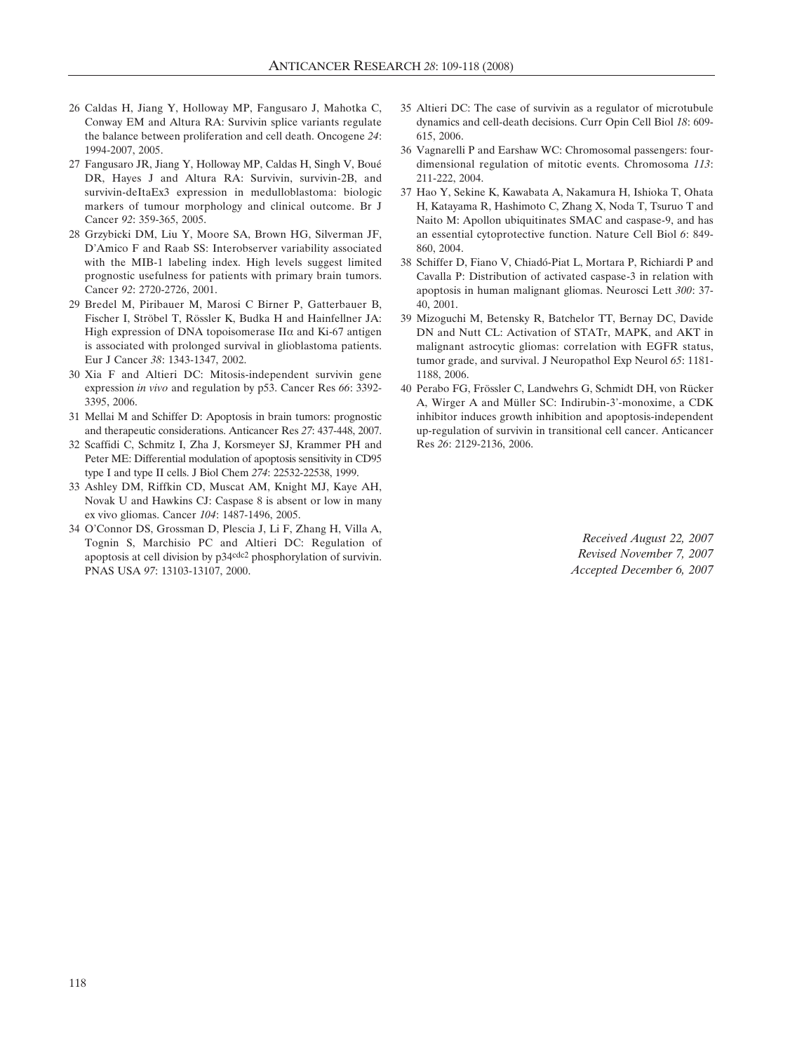26 Caldas H, Jiang Y, Holloway MP, Fangusaro J, Mahotka C, Conway EM and Altura RA: Survivin splice variants regulate the balance between proliferation and cell death. Oncogene *24*: 1994-2007, 2005.

27 Fangusaro JR, Jiang Y, Holloway MP, Caldas H, Singh V, Boué DR, Hayes J and Altura RA: Survivin, survivin-2B, and survivin-deItaEx3 expression in medulloblastoma: biologic markers of tumour morphology and clinical outcome. Br J Cancer *92*: 359-365, 2005.

28 Grzybicki DM, Liu Y, Moore SA, Brown HG, Silverman JF, D'Amico F and Raab SS: Interobserver variability associated with the MIB-1 labeling index. High levels suggest limited prognostic usefulness for patients with primary brain tumors. Cancer *92*: 2720-2726, 2001.

29 Bredel M, Piribauer M, Marosi C Birner P, Gatterbauer B, Fischer I, Ströbel T, Rössler K, Budka H and Hainfellner JA: High expression of DNA topoisomerase IIα and Ki-67 antigen is associated with prolonged survival in glioblastoma patients. Eur J Cancer *38*: 1343-1347, 2002.

30 Xia F and Altieri DC: Mitosis-independent survivin gene expression *in vivo* and regulation by p53. Cancer Res *66*: 3392-3395, 2006.

31 Mellai M and Schiffer D: Apoptosis in brain tumors: prognostic and therapeutic considerations. Anticancer Res *27*: 437-448, 2007.

32 Scaffidi C, Schmitz I, Zha J, Korsmeyer SJ, Krammer PH and Peter ME: Differential modulation of apoptosis sensitivity in CD95 type I and type II cells. J Biol Chem *274*: 22532-22538, 1999.

33 Ashley DM, Riffkin CD, Muscat AM, Knight MJ, Kaye AH, Novak U and Hawkins CJ: Caspase 8 is absent or low in many ex vivo gliomas. Cancer *104*: 1487-1496, 2005.

34 O'Connor DS, Grossman D, Plescia J, Li F, Zhang H, Villa A, Tognin S, Marchisio PC and Altieri DC: Regulation of apoptosis at cell division by p34[cdc2] phosphorylation of survivin. PNAS USA *97*: 13103-13107, 2000.

35 Altieri DC: The case of survivin as a regulator of microtubule dynamics and cell-death decisions. Curr Opin Cell Biol *18*: 609-615, 2006.

36 Vagnarelli P and Earshaw WC: Chromosomal passengers: four-dimensional regulation of mitotic events. Chromosoma *113*: 211-222, 2004.

37 Hao Y, Sekine K, Kawabata A, Nakamura H, Ishioka T, Ohata H, Katayama R, Hashimoto C, Zhang X, Noda T, Tsuruo T and Naito M: Apollon ubiquitinates SMAC and caspase-9, and has an essential cytoprotective function. Nature Cell Biol *6*: 849-860, 2004.

38 Schiffer D, Fiano V, Chiadó-Piat L, Mortara P, Richiardi P and Cavalla P: Distribution of activated caspase-3 in relation with apoptosis in human malignant gliomas. Neurosci Lett *300*: 37-40, 2001.

39 Mizoguchi M, Betensky R, Batchelor TT, Bernay DC, Davide DN and Nutt CL: Activation of STATr, MAPK, and AKT in malignant astrocytic gliomas: correlation with EGFR status, tumor grade, and survival. J Neuropathol Exp Neurol *65*: 1181-1188, 2006.

40 Perabo FG, Frössler C, Landwehrs G, Schmidt DH, von Rücker A, Wirger A and Müller SC: Indirubin-3'-monoxime, a CDK inhibitor induces growth inhibition and apoptosis-independent up-regulation of survivin in transitional cell cancer. Anticancer Res *26*: 2129-2136, 2006.

*Received August 22, 2007*
*Revised November 7, 2007*
*Accepted December 6, 2007*